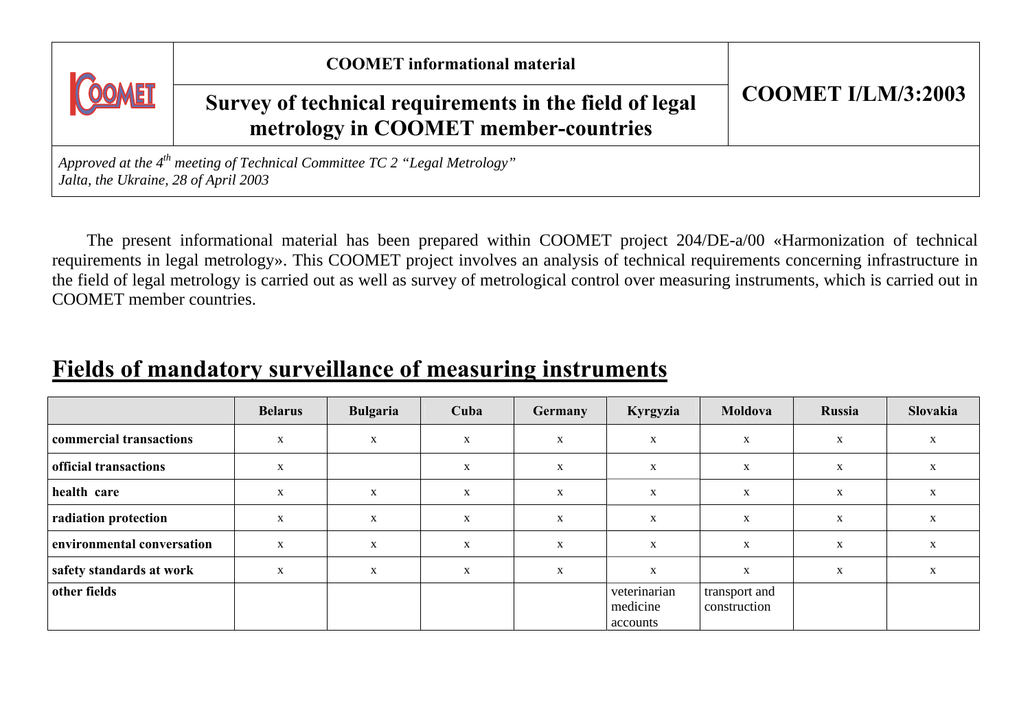**COOMET informational material**

# Survey of technical requirements in the field of legal metrology in COOMET member-countries

**COOMET I/LM/3:2003**

*Approved at the 4th meeting of Technical Committee TC 2 "Legal Metrology"*
*Jalta, the Ukraine, 28 of April 2003*

The present informational material has been prepared within COOMET project 204/DE-a/00 «Harmonization of technical requirements in legal metrology». This COOMET project involves an analysis of technical requirements concerning infrastructure in the field of legal metrology is carried out as well as survey of metrological control over measuring instruments, which is carried out in COOMET member countries.

## Fields of mandatory surveillance of measuring instruments

| | Belarus | Bulgaria | Cuba | Germany | Kyrgyzia | Moldova | Russia | Slovakia |
|---|---|---|---|---|---|---|---|---|
| **commercial transactions** | x | x | x | x | x | x | x | x |
| **official transactions** | x | | x | x | x | x | x | x |
| **health care** | x | x | x | x | x | x | x | x |
| **radiation protection** | x | x | x | x | x | x | x | x |
| **environmental conversation** | x | x | x | x | x | x | x | x |
| **safety standards at work** | x | x | x | x | x | x | x | x |
| **other fields** | | | | | veterinarian medicine accounts | transport and construction | | |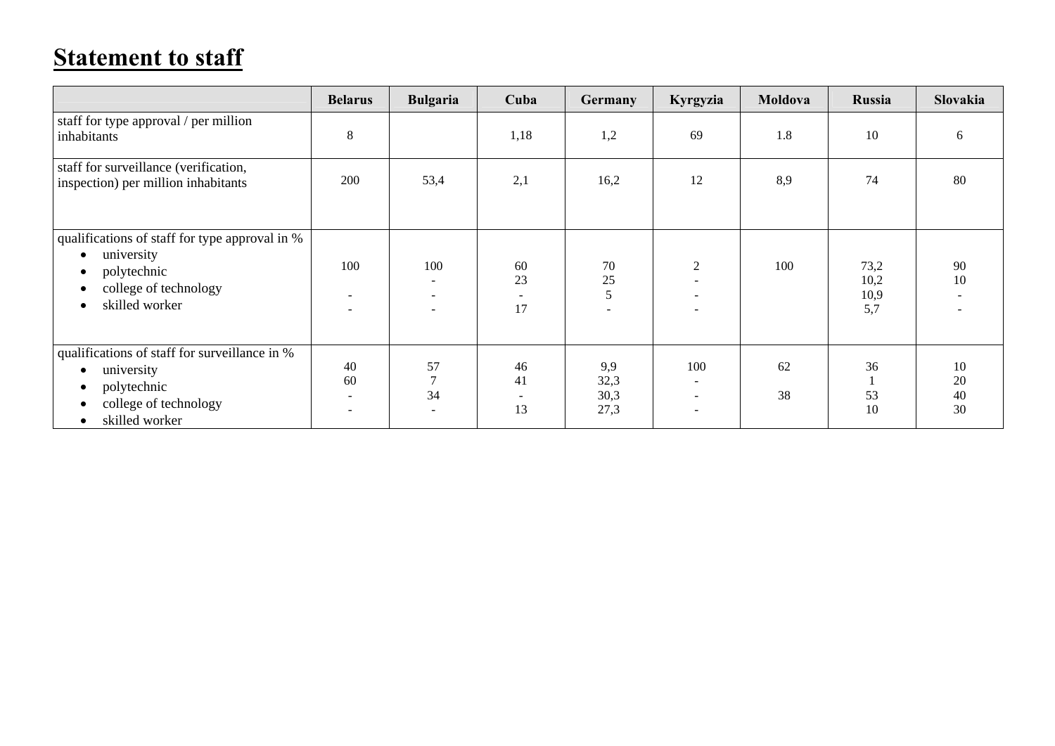# Statement to staff

| | Belarus | Bulgaria | Cuba | Germany | Kyrgyzia | Moldova | Russia | Slovakia |
|---|---|---|---|---|---|---|---|---|
| staff for type approval / per million inhabitants | 8 | | 1,18 | 1,2 | 69 | 1.8 | 10 | 6 |
| staff for surveillance (verification, inspection) per million inhabitants | 200 | 53,4 | 2,1 | 16,2 | 12 | 8,9 | 74 | 80 |
| qualifications of staff for type approval in %<br>• university<br>• polytechnic<br>• college of technology<br>• skilled worker | 100<br><br>-<br>- | 100<br>-<br>-<br>- | 60<br>23<br>-<br>17 | 70<br>25<br>5<br>- | 2<br>-<br>-<br>- | 100 | 73,2<br>10,2<br>10,9<br>5,7 | 90<br>10<br>-<br>- |
| qualifications of staff for surveillance in %<br>• university<br>• polytechnic<br>• college of technology<br>• skilled worker | 40<br>60<br>-<br>- | 57<br>7<br>34<br>- | 46<br>41<br>-<br>13 | 9,9<br>32,3<br>30,3<br>27,3 | 100<br>-<br>-<br>- | 62<br><br>38 | 36<br>1<br>53<br>10 | 10<br>20<br>40<br>30 |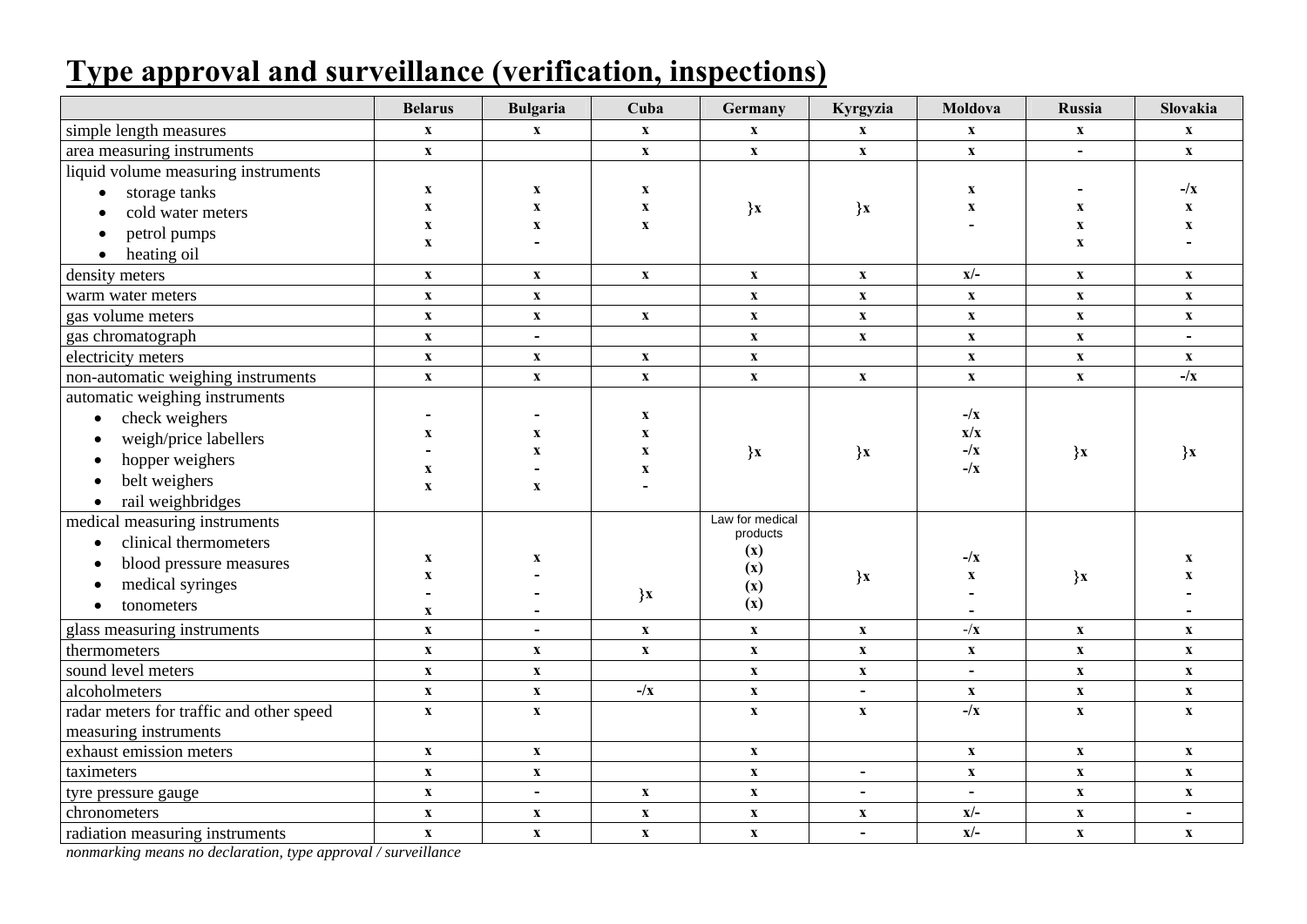# Type approval and surveillance (verification, inspections)

| | Belarus | Bulgaria | Cuba | Germany | Kyrgyzia | Moldova | Russia | Slovakia |
|---|---|---|---|---|---|---|---|---|
| simple length measures | x | x | x | x | x | x | x | x |
| area measuring instruments | x | | x | x | x | x | - | x |
| liquid volume measuring instruments | | | | | | | | |
| • storage tanks | x | x | x | }x | }x | x | - | -/x |
| • cold water meters | x | x | x | | | x | x | x |
| • petrol pumps | x | x | x | | | - | x | x |
| • heating oil | x | - | | | | | x | - |
| density meters | x | x | x | x | x | x/- | x | x |
| warm water meters | x | x | | x | x | x | x | x |
| gas volume meters | x | x | x | x | x | x | x | x |
| gas chromatograph | x | - | | x | x | x | x | - |
| electricity meters | x | x | x | x | | x | x | x |
| non-automatic weighing instruments | x | x | x | x | x | x | x | -/x |
| automatic weighing instruments | | | | | | | | |
| • check weighers | - | - | x | }x | }x | -/x | }x | }x |
| • weigh/price labellers | x | x | x | | | x/x | | |
| • hopper weighers | - | x | x | | | -/x | | |
| • belt weighers | x | - | x | | | -/x | | |
| • rail weighbridges | x | x | - | | | | | |
| medical measuring instruments | | | | Law for medical products | | | | |
| • clinical thermometers | x | x | }x | (x) | }x | -/x | }x | x |
| • blood pressure measures | x | - | | (x) | | x | | x |
| • medical syringes | - | - | | (x) | | - | | - |
| • tonometers | x | - | | (x) | | - | | - |
| glass measuring instruments | x | - | x | x | x | -/x | x | x |
| thermometers | x | x | x | x | x | x | x | x |
| sound level meters | x | x | | x | x | - | x | x |
| alcoholmeters | x | x | -/x | x | - | x | x | x |
| radar meters for traffic and other speed measuring instruments | x | x | | x | x | -/x | x | x |
| exhaust emission meters | x | x | | x | | x | x | x |
| taximeters | x | x | | x | - | x | x | x |
| tyre pressure gauge | x | - | x | x | - | - | x | x |
| chronometers | x | x | x | x | x | x/- | x | - |
| radiation measuring instruments | x | x | x | x | - | x/- | x | x |

*nonmarking means no declaration, type approval / surveillance*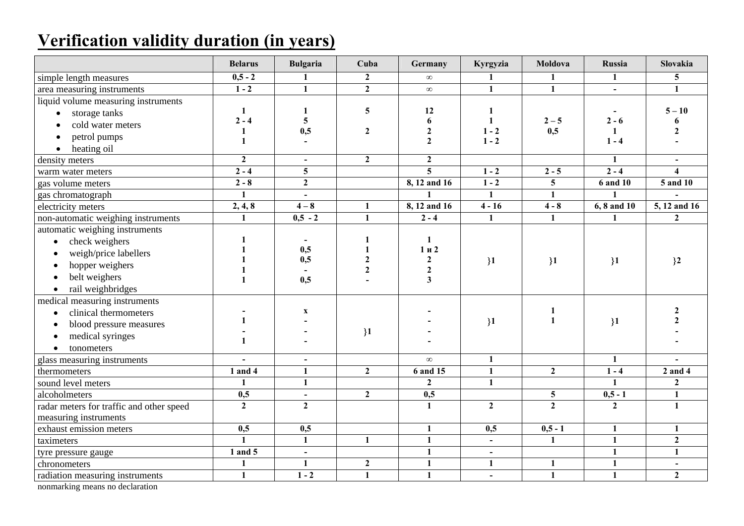# Verification validity duration (in years)

| | Belarus | Bulgaria | Cuba | Germany | Kyrgyzia | Moldova | Russia | Slovakia |
|---|---|---|---|---|---|---|---|---|
| simple length measures | 0,5 - 2 | 1 | 2 | ∞ | 1 | 1 | 1 | 5 |
| area measuring instruments | 1 - 2 | 1 | 2 | ∞ | 1 | 1 | - | 1 |
| liquid volume measuring instruments | | | | | | | | |
| • storage tanks | 1 | 1 | 5 | 12 | 1 | | - | 5 – 10 |
| • cold water meters | 2 - 4 | 5 | | 6 | 1 | 2 – 5 | 2 - 6 | 6 |
| • petrol pumps | 1 | 0,5 | 2 | 2 | 1 - 2 | 0,5 | 1 | 2 |
| • heating oil | 1 | - | | 2 | 1 - 2 | | 1 - 4 | - |
| density meters | 2 | - | 2 | 2 | | | 1 | - |
| warm water meters | 2 - 4 | 5 | | 5 | 1 - 2 | 2 - 5 | 2 - 4 | 4 |
| gas volume meters | 2 - 8 | 2 | | 8, 12 and 16 | 1 - 2 | 5 | 6 and 10 | 5 and 10 |
| gas chromatograph | 1 | - | | 1 | 1 | 1 | 1 | - |
| electricity meters | 2, 4, 8 | 4 – 8 | 1 | 8, 12 and 16 | 4 - 16 | 4 - 8 | 6, 8 and 10 | 5, 12 and 16 |
| non-automatic weighing instruments | 1 | 0,5 - 2 | 1 | 2 - 4 | 1 | 1 | 1 | 2 |
| automatic weighing instruments | | | | | | | | |
| • check weighers | 1 | - | 1 | 1 | }1 | }1 | }1 | }2 |
| • weigh/price labellers | 1 | 0,5 | 1 | 1 и 2 | | | | |
| • hopper weighers | 1 | 0,5 | 2 | 2 | | | | |
| • belt weighers | 1 | - | 2 | 2 | | | | |
| • rail weighbridges | 1 | 0,5 | - | 3 | | | | |
| medical measuring instruments | | | | | | | | |
| • clinical thermometers | - | x | | - | }1 | 1 | }1 | 2 |
| • blood pressure measures | 1 | - | }1 | - | | 1 | | 2 |
| • medical syringes | - | - | | - | | | | - |
| • tonometers | 1 | - | | - | | | | - |
| glass measuring instruments | - | - | | ∞ | 1 | | 1 | - |
| thermometers | 1 and 4 | 1 | 2 | 6 and 15 | 1 | 2 | 1 - 4 | 2 and 4 |
| sound level meters | 1 | 1 | | 2 | 1 | | 1 | 2 |
| alcoholmeters | 0,5 | - | 2 | 0,5 | | 5 | 0,5 - 1 | 1 |
| radar meters for traffic and other speed measuring instruments | 2 | 2 | | 1 | 2 | 2 | 2 | 1 |
| exhaust emission meters | 0,5 | 0,5 | | 1 | 0,5 | 0,5 - 1 | 1 | 1 |
| taximeters | 1 | 1 | 1 | 1 | - | 1 | 1 | 2 |
| tyre pressure gauge | 1 and 5 | - | | 1 | - | | 1 | 1 |
| chronometers | 1 | 1 | 2 | 1 | 1 | 1 | 1 | - |
| radiation measuring instruments | 1 | 1 - 2 | 1 | 1 | - | 1 | 1 | 2 |

nonmarking means no declaration